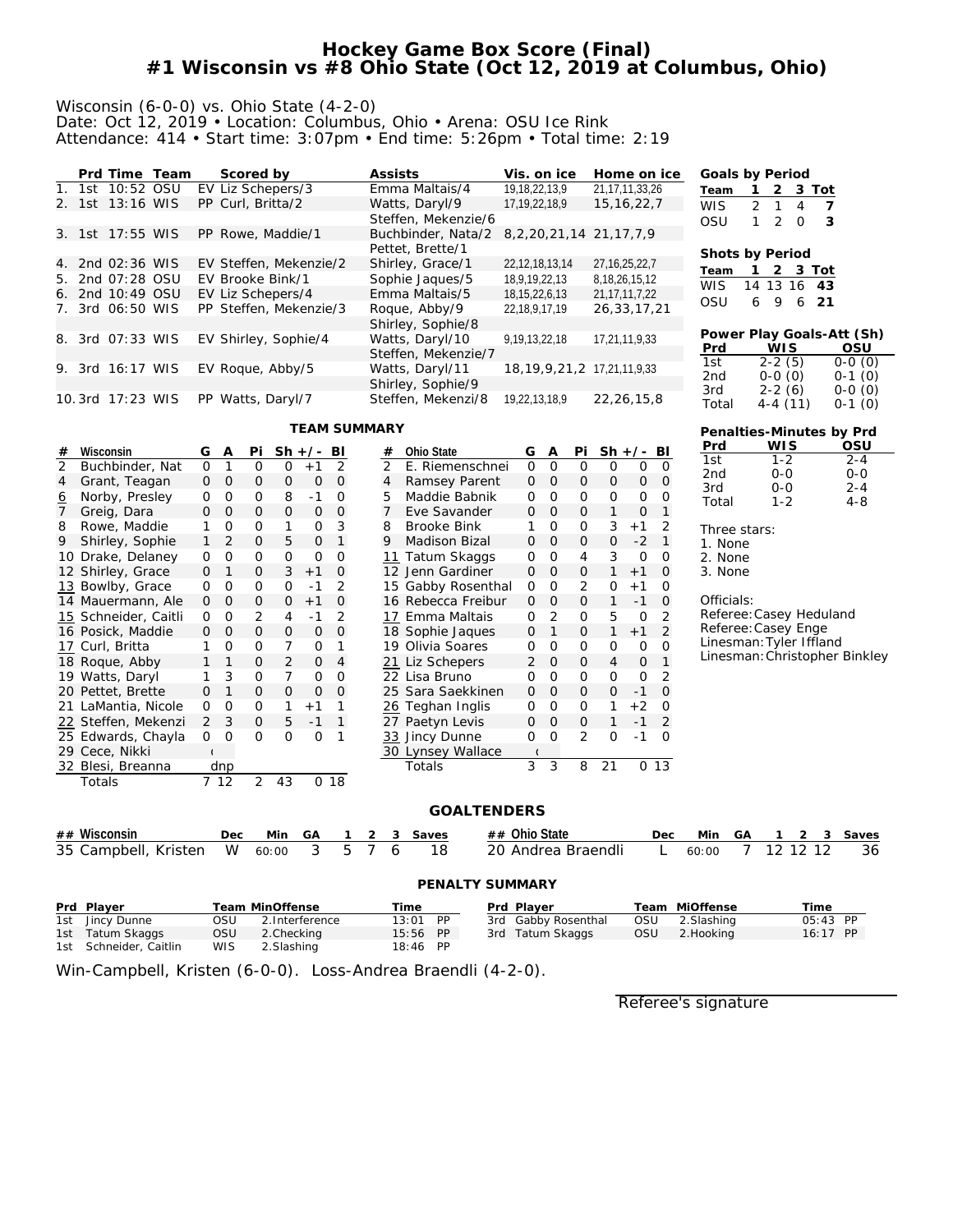# Hockey Game Box Score (Final)
# #1 Wisconsin vs #8 Ohio State (Oct 12, 2019 at Columbus, Ohio)

Wisconsin (6-0-0) vs. Ohio State (4-2-0)
Date: Oct 12, 2019 • Location: Columbus, Ohio • Arena: OSU Ice Rink
Attendance: 414 • Start time: 3:07pm • End time: 5:26pm • Total time: 2:19

| | Prd | Time | Team | | Scored by | Assists | Vis. on ice | Home on ice |
|---|---|---|---|---|---|---|---|---|
| 1. | 1st | 10:52 | OSU | EV | Liz Schepers/3 | Emma Maltais/4 | 19,18,22,13,9 | 21,17,11,33,26 |
| 2. | 1st | 13:16 | WIS | PP | Curl, Britta/2 | Watts, Daryl/9 Steffen, Mekenzie/6 | 17,19,22,18,9 | 15,16,22,7 |
| 3. | 1st | 17:55 | WIS | PP | Rowe, Maddie/1 | Buchbinder, Nata/2 Pettet, Brette/1 | 8,2,20,21,14 | 21,17,7,9 |
| 4. | 2nd | 02:36 | WIS | EV | Steffen, Mekenzie/2 | Shirley, Grace/1 | 22,12,18,13,14 | 27,16,25,22,7 |
| 5. | 2nd | 07:28 | OSU | EV | Brooke Bink/1 | Sophie Jaques/5 | 18,9,19,22,13 | 8,18,26,15,12 |
| 6. | 2nd | 10:49 | OSU | EV | Liz Schepers/4 | Emma Maltais/5 | 18,15,22,6,13 | 21,17,11,7,22 |
| 7. | 3rd | 06:50 | WIS | PP | Steffen, Mekenzie/3 | Roque, Abby/9 Shirley, Sophie/8 | 22,18,9,17,19 | 26,33,17,21 |
| 8. | 3rd | 07:33 | WIS | EV | Shirley, Sophie/4 | Watts, Daryl/10 Steffen, Mekenzie/7 | 9,19,13,22,18 | 17,21,11,9,33 |
| 9. | 3rd | 16:17 | WIS | EV | Roque, Abby/5 | Watts, Daryl/11 Shirley, Sophie/9 | 18,19,9,21,2 | 17,21,11,9,33 |
| 10. | 3rd | 17:23 | WIS | PP | Watts, Daryl/7 | Steffen, Mekenzi/8 | 19,22,13,18,9 | 22,26,15,8 |

**Goals by Period**

| Team | 1 | 2 | 3 | Tot |
|---|---|---|---|---|
| WIS | 2 | 1 | 4 | **7** |
| OSU | 1 | 2 | 0 | **3** |

**Shots by Period**

| Team | 1 | 2 | 3 | Tot |
|---|---|---|---|---|
| WIS | 14 | 13 | 16 | **43** |
| OSU | 6 | 9 | 6 | **21** |

**Power Play Goals-Att (Sh)**

| Prd | WIS | OSU |
|---|---|---|
| 1st | 2-2 (5) | 0-0 (0) |
| 2nd | 0-0 (0) | 0-1 (0) |
| 3rd | 2-2 (6) | 0-0 (0) |
| Total | 4-4 (11) | 0-1 (0) |

**Penalties-Minutes by Prd**

| Prd | WIS | OSU |
|---|---|---|
| 1st | 1-2 | 2-4 |
| 2nd | 0-0 | 0-0 |
| 3rd | 0-0 | 2-4 |
| Total | 1-2 | 4-8 |

Three stars:
1. None
2. None
3. None

Officials:
Referee: Casey Heduland
Referee: Casey Enge
Linesman: Tyler Iffland
Linesman: Christopher Binkley

## TEAM SUMMARY

| # | Wisconsin | G | A | Pi | Sh | +/- | Bl |
|---|---|---|---|---|---|---|---|
| 2 | Buchbinder, Nat | 0 | 1 | 0 | 0 | +1 | 2 |
| 4 | Grant, Teagan | 0 | 0 | 0 | 0 | 0 | 0 |
| 6 | Norby, Presley | 0 | 0 | 0 | 8 | -1 | 0 |
| 7 | Greig, Dara | 0 | 0 | 0 | 0 | 0 | 0 |
| 8 | Rowe, Maddie | 1 | 0 | 0 | 1 | 0 | 3 |
| 9 | Shirley, Sophie | 1 | 2 | 0 | 5 | 0 | 1 |
| 10 | Drake, Delaney | 0 | 0 | 0 | 0 | 0 | 0 |
| 12 | Shirley, Grace | 0 | 1 | 0 | 3 | +1 | 0 |
| 13 | Bowlby, Grace | 0 | 0 | 0 | 0 | -1 | 2 |
| 14 | Mauermann, Ale | 0 | 0 | 0 | 0 | +1 | 0 |
| 15 | Schneider, Caitli | 0 | 0 | 2 | 4 | -1 | 2 |
| 16 | Posick, Maddie | 0 | 0 | 0 | 0 | 0 | 0 |
| 17 | Curl, Britta | 1 | 0 | 0 | 7 | 0 | 1 |
| 18 | Roque, Abby | 1 | 1 | 0 | 2 | 0 | 4 |
| 19 | Watts, Daryl | 1 | 3 | 0 | 7 | 0 | 0 |
| 20 | Pettet, Brette | 0 | 1 | 0 | 0 | 0 | 0 |
| 21 | LaMantia, Nicole | 0 | 0 | 0 | 1 | +1 | 1 |
| 22 | Steffen, Mekenzi | 2 | 3 | 0 | 5 | -1 | 1 |
| 25 | Edwards, Chayla | 0 | 0 | 0 | 0 | 0 | 1 |
| 29 | Cece, Nikki | ( | | | | | |
| 32 | Blesi, Breanna | dnp | | | | | |
| | Totals | 7 | 12 | 2 | 43 | 0 | 18 |

| # | Ohio State | G | A | Pi | Sh | +/- | Bl |
|---|---|---|---|---|---|---|---|
| 2 | E. Riemenschnei | 0 | 0 | 0 | 0 | 0 | 0 |
| 4 | Ramsey Parent | 0 | 0 | 0 | 0 | 0 | 0 |
| 5 | Maddie Babnik | 0 | 0 | 0 | 0 | 0 | 0 |
| 7 | Eve Savander | 0 | 0 | 0 | 1 | 0 | 1 |
| 8 | Brooke Bink | 1 | 0 | 0 | 3 | +1 | 2 |
| 9 | Madison Bizal | 0 | 0 | 0 | 0 | -2 | 1 |
| 11 | Tatum Skaggs | 0 | 0 | 4 | 3 | 0 | 0 |
| 12 | Jenn Gardiner | 0 | 0 | 0 | 1 | +1 | 0 |
| 15 | Gabby Rosenthal | 0 | 0 | 2 | 0 | +1 | 0 |
| 16 | Rebecca Freibur | 0 | 0 | 0 | 1 | -1 | 0 |
| 17 | Emma Maltais | 0 | 2 | 0 | 5 | 0 | 2 |
| 18 | Sophie Jaques | 0 | 1 | 0 | 1 | +1 | 2 |
| 19 | Olivia Soares | 0 | 0 | 0 | 0 | 0 | 0 |
| 21 | Liz Schepers | 2 | 0 | 0 | 4 | 0 | 1 |
| 22 | Lisa Bruno | 0 | 0 | 0 | 0 | 0 | 2 |
| 25 | Sara Saekkinen | 0 | 0 | 0 | 0 | -1 | 0 |
| 26 | Teghan Inglis | 0 | 0 | 0 | 1 | +2 | 0 |
| 27 | Paetyn Levis | 0 | 0 | 0 | 1 | -1 | 2 |
| 33 | Jincy Dunne | 0 | 0 | 2 | 0 | -1 | 0 |
| 30 | Lynsey Wallace | ( | | | | | |
| | Totals | 3 | 3 | 8 | 21 | 0 | 13 |

## GOALTENDERS

| ## | Wisconsin | Dec | Min | GA | 1 | 2 | 3 | Saves |
|---|---|---|---|---|---|---|---|---|
| 35 | Campbell, Kristen | W | 60:00 | 3 | 5 | 7 | 6 | 18 |

| ## | Ohio State | Dec | Min | GA | 1 | 2 | 3 | Saves |
|---|---|---|---|---|---|---|---|---|
| 20 | Andrea Braendli | L | 60:00 | 7 | 12 | 12 | 12 | 36 |

## PENALTY SUMMARY

| Prd | Player | Team | MinOffense | Time | |
|---|---|---|---|---|---|
| 1st | Jincy Dunne | OSU | 2.Interference | 13:01 | PP |
| 1st | Tatum Skaggs | OSU | 2.Checking | 15:56 | PP |
| 1st | Schneider, Caitlin | WIS | 2.Slashing | 18:46 | PP |
| 3rd | Gabby Rosenthal | OSU | 2.Slashing | 05:43 | PP |
| 3rd | Tatum Skaggs | OSU | 2.Hooking | 16:17 | PP |

Win-Campbell, Kristen (6-0-0). Loss-Andrea Braendli (4-2-0).

Referee's signature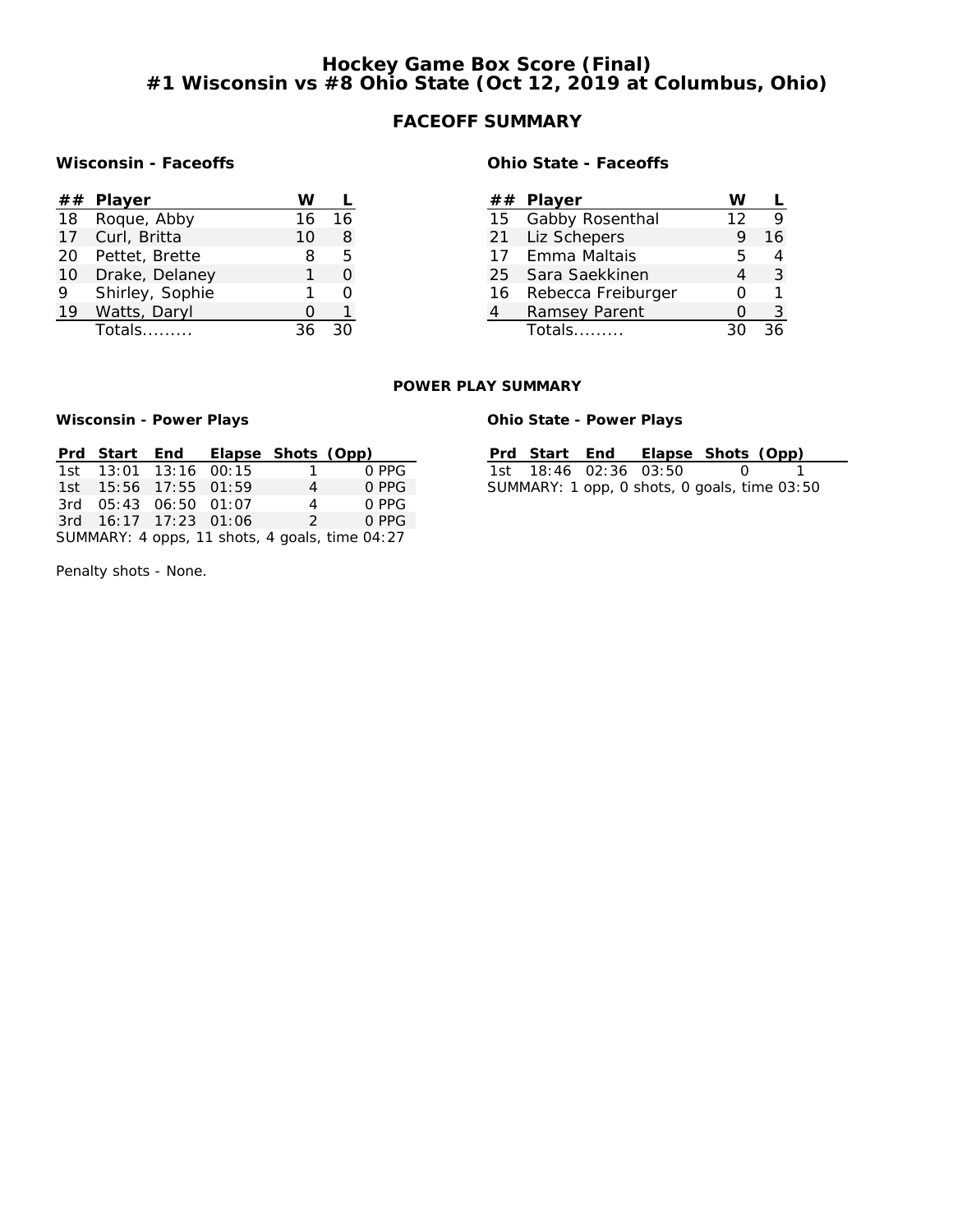# Hockey Game Box Score (Final)
# #1 Wisconsin vs #8 Ohio State (Oct 12, 2019 at Columbus, Ohio)

## FACEOFF SUMMARY

### Wisconsin - Faceoffs

| ## | Player | W | L |
|---|---|---|---|
| 18 | Roque, Abby | 16 | 16 |
| 17 | Curl, Britta | 10 | 8 |
| 20 | Pettet, Brette | 8 | 5 |
| 10 | Drake, Delaney | 1 | 0 |
| 9 | Shirley, Sophie | 1 | 0 |
| 19 | Watts, Daryl | 0 | 1 |
| | Totals......... | 36 | 30 |

### Ohio State - Faceoffs

| ## | Player | W | L |
|---|---|---|---|
| 15 | Gabby Rosenthal | 12 | 9 |
| 21 | Liz Schepers | 9 | 16 |
| 17 | Emma Maltais | 5 | 4 |
| 25 | Sara Saekkinen | 4 | 3 |
| 16 | Rebecca Freiburger | 0 | 1 |
| 4 | Ramsey Parent | 0 | 3 |
| | Totals......... | 30 | 36 |

## POWER PLAY SUMMARY

### Wisconsin - Power Plays

| Prd | Start | End | Elapse | Shots | (Opp) |
|---|---|---|---|---|---|
| 1st | 13:01 | 13:16 | 00:15 | 1 | 0 PPG |
| 1st | 15:56 | 17:55 | 01:59 | 4 | 0 PPG |
| 3rd | 05:43 | 06:50 | 01:07 | 4 | 0 PPG |
| 3rd | 16:17 | 17:23 | 01:06 | 2 | 0 PPG |

SUMMARY: 4 opps, 11 shots, 4 goals, time 04:27

### Ohio State - Power Plays

| Prd | Start | End | Elapse | Shots | (Opp) |
|---|---|---|---|---|---|
| 1st | 18:46 | 02:36 | 03:50 | 0 | 1 |

SUMMARY: 1 opp, 0 shots, 0 goals, time 03:50

Penalty shots - None.